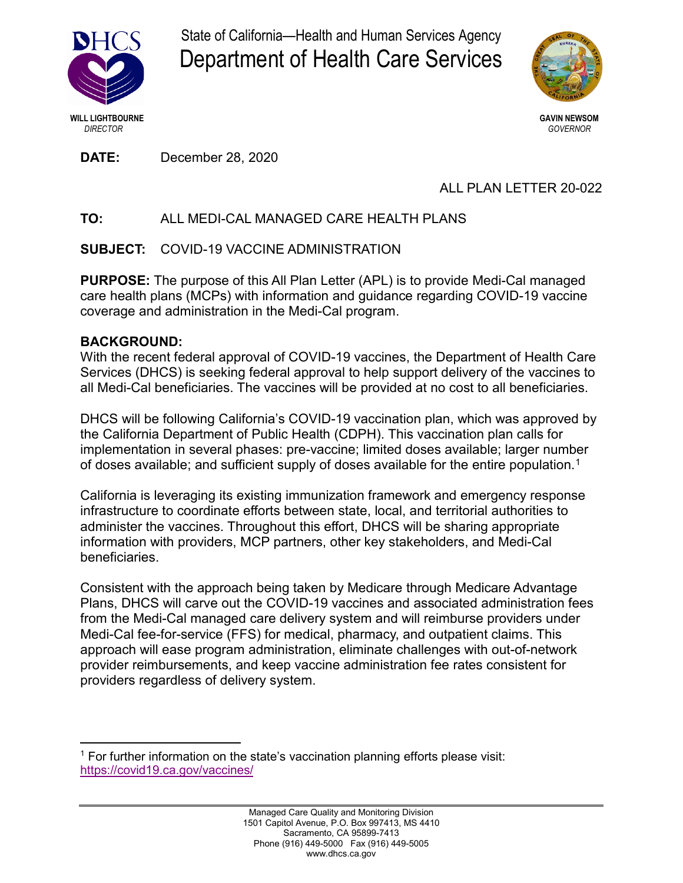State of California—Health and Human Services Agency

# Department of Health Care Services

**WILL LIGHTBOURNE**
*DIRECTOR*

**GAVIN NEWSOM**
*GOVERNOR*

**DATE:** December 28, 2020

ALL PLAN LETTER 20-022

**TO:** ALL MEDI-CAL MANAGED CARE HEALTH PLANS

**SUBJECT:** COVID-19 VACCINE ADMINISTRATION

**PURPOSE:** The purpose of this All Plan Letter (APL) is to provide Medi-Cal managed care health plans (MCPs) with information and guidance regarding COVID-19 vaccine coverage and administration in the Medi-Cal program.

**BACKGROUND:**
With the recent federal approval of COVID-19 vaccines, the Department of Health Care Services (DHCS) is seeking federal approval to help support delivery of the vaccines to all Medi-Cal beneficiaries. The vaccines will be provided at no cost to all beneficiaries.

DHCS will be following California's COVID-19 vaccination plan, which was approved by the California Department of Public Health (CDPH). This vaccination plan calls for implementation in several phases: pre-vaccine; limited doses available; larger number of doses available; and sufficient supply of doses available for the entire population.[1]

California is leveraging its existing immunization framework and emergency response infrastructure to coordinate efforts between state, local, and territorial authorities to administer the vaccines. Throughout this effort, DHCS will be sharing appropriate information with providers, MCP partners, other key stakeholders, and Medi-Cal beneficiaries.

Consistent with the approach being taken by Medicare through Medicare Advantage Plans, DHCS will carve out the COVID-19 vaccines and associated administration fees from the Medi-Cal managed care delivery system and will reimburse providers under Medi-Cal fee-for-service (FFS) for medical, pharmacy, and outpatient claims. This approach will ease program administration, eliminate challenges with out-of-network provider reimbursements, and keep vaccine administration fee rates consistent for providers regardless of delivery system.

---

[1] For further information on the state's vaccination planning efforts please visit: https://covid19.ca.gov/vaccines/

Managed Care Quality and Monitoring Division
1501 Capitol Avenue, P.O. Box 997413, MS 4410
Sacramento, CA 95899-7413
Phone (916) 449-5000 Fax (916) 449-5005
www.dhcs.ca.gov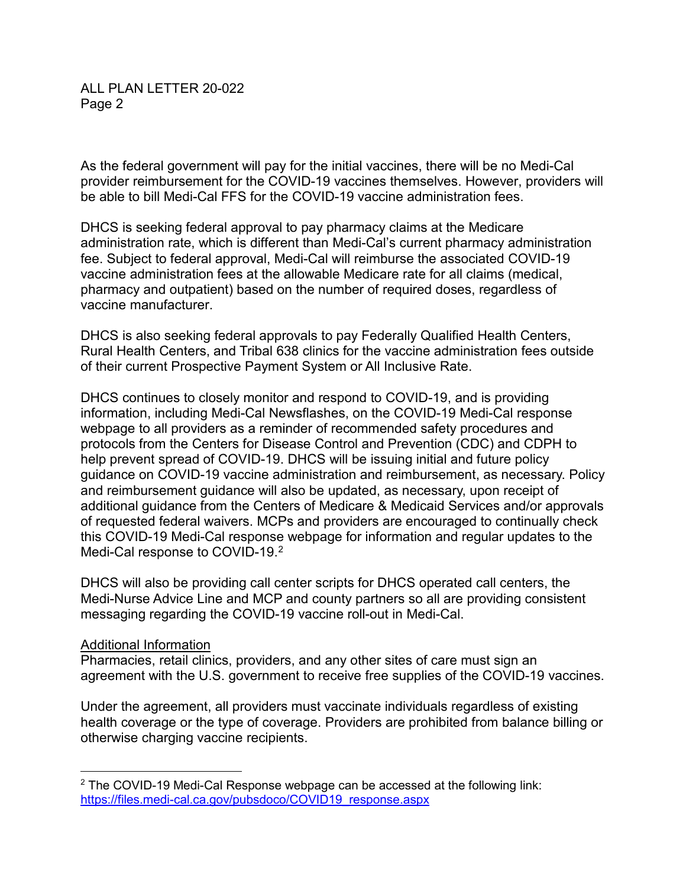As the federal government will pay for the initial vaccines, there will be no Medi-Cal provider reimbursement for the COVID-19 vaccines themselves. However, providers will be able to bill Medi-Cal FFS for the COVID-19 vaccine administration fees.

DHCS is seeking federal approval to pay pharmacy claims at the Medicare administration rate, which is different than Medi-Cal's current pharmacy administration fee. Subject to federal approval, Medi-Cal will reimburse the associated COVID-19 vaccine administration fees at the allowable Medicare rate for all claims (medical, pharmacy and outpatient) based on the number of required doses, regardless of vaccine manufacturer.

DHCS is also seeking federal approvals to pay Federally Qualified Health Centers, Rural Health Centers, and Tribal 638 clinics for the vaccine administration fees outside of their current Prospective Payment System or All Inclusive Rate.

DHCS continues to closely monitor and respond to COVID-19, and is providing information, including Medi-Cal Newsflashes, on the COVID-19 Medi-Cal response webpage to all providers as a reminder of recommended safety procedures and protocols from the Centers for Disease Control and Prevention (CDC) and CDPH to help prevent spread of COVID-19. DHCS will be issuing initial and future policy guidance on COVID-19 vaccine administration and reimbursement, as necessary. Policy and reimbursement guidance will also be updated, as necessary, upon receipt of additional guidance from the Centers of Medicare & Medicaid Services and/or approvals of requested federal waivers. MCPs and providers are encouraged to continually check this COVID-19 Medi-Cal response webpage for information and regular updates to the Medi-Cal response to COVID-19.[2]

DHCS will also be providing call center scripts for DHCS operated call centers, the Medi-Nurse Advice Line and MCP and county partners so all are providing consistent messaging regarding the COVID-19 vaccine roll-out in Medi-Cal.

<u>Additional Information</u>

Pharmacies, retail clinics, providers, and any other sites of care must sign an agreement with the U.S. government to receive free supplies of the COVID-19 vaccines.

Under the agreement, all providers must vaccinate individuals regardless of existing health coverage or the type of coverage. Providers are prohibited from balance billing or otherwise charging vaccine recipients.

---

[2] The COVID-19 Medi-Cal Response webpage can be accessed at the following link: https://files.medi-cal.ca.gov/pubsdoco/COVID19_response.aspx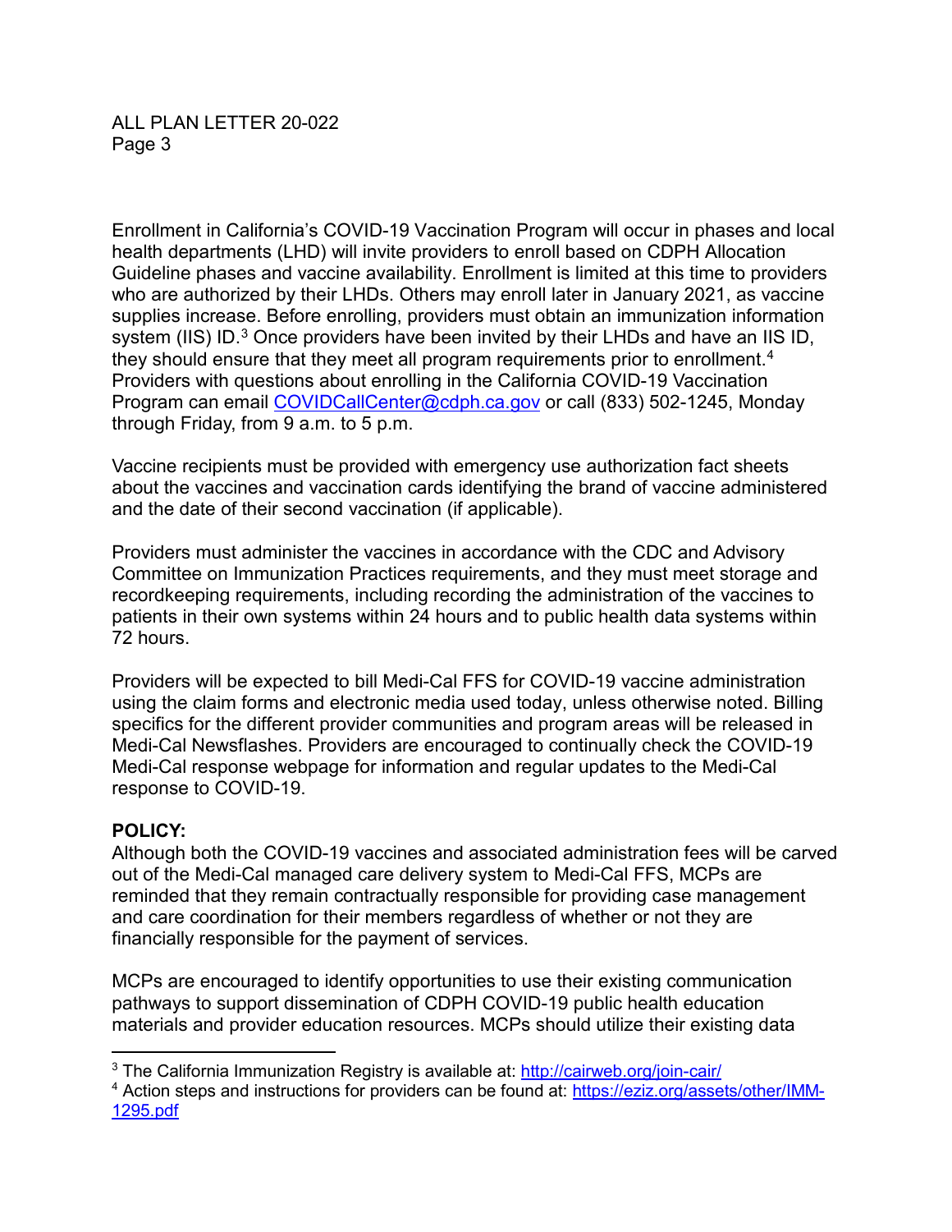Enrollment in California's COVID-19 Vaccination Program will occur in phases and local health departments (LHD) will invite providers to enroll based on CDPH Allocation Guideline phases and vaccine availability. Enrollment is limited at this time to providers who are authorized by their LHDs. Others may enroll later in January 2021, as vaccine supplies increase. Before enrolling, providers must obtain an immunization information system (IIS) ID.[3] Once providers have been invited by their LHDs and have an IIS ID, they should ensure that they meet all program requirements prior to enrollment.[4] Providers with questions about enrolling in the California COVID-19 Vaccination Program can email [COVIDCallCenter@cdph.ca.gov](mailto:COVIDCallCenter@cdph.ca.gov) or call (833) 502-1245, Monday through Friday, from 9 a.m. to 5 p.m.

Vaccine recipients must be provided with emergency use authorization fact sheets about the vaccines and vaccination cards identifying the brand of vaccine administered and the date of their second vaccination (if applicable).

Providers must administer the vaccines in accordance with the CDC and Advisory Committee on Immunization Practices requirements, and they must meet storage and recordkeeping requirements, including recording the administration of the vaccines to patients in their own systems within 24 hours and to public health data systems within 72 hours.

Providers will be expected to bill Medi-Cal FFS for COVID-19 vaccine administration using the claim forms and electronic media used today, unless otherwise noted. Billing specifics for the different provider communities and program areas will be released in Medi-Cal Newsflashes. Providers are encouraged to continually check the COVID-19 Medi-Cal response webpage for information and regular updates to the Medi-Cal response to COVID-19.

**POLICY:**
Although both the COVID-19 vaccines and associated administration fees will be carved out of the Medi-Cal managed care delivery system to Medi-Cal FFS, MCPs are reminded that they remain contractually responsible for providing case management and care coordination for their members regardless of whether or not they are financially responsible for the payment of services.

MCPs are encouraged to identify opportunities to use their existing communication pathways to support dissemination of CDPH COVID-19 public health education materials and provider education resources. MCPs should utilize their existing data

---

[3] The California Immunization Registry is available at: [http://cairweb.org/join-cair/](http://cairweb.org/join-cair/)

[4] Action steps and instructions for providers can be found at: [https://eziz.org/assets/other/IMM-1295.pdf](https://eziz.org/assets/other/IMM-1295.pdf)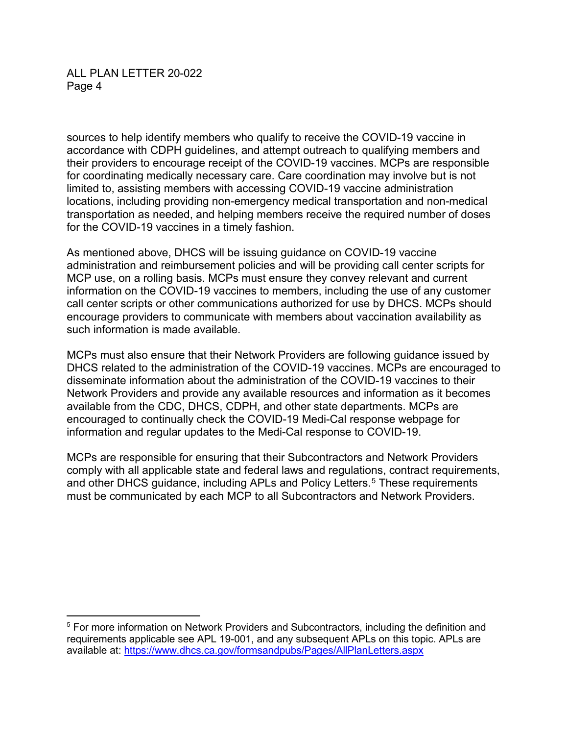sources to help identify members who qualify to receive the COVID-19 vaccine in accordance with CDPH guidelines, and attempt outreach to qualifying members and their providers to encourage receipt of the COVID-19 vaccines. MCPs are responsible for coordinating medically necessary care. Care coordination may involve but is not limited to, assisting members with accessing COVID-19 vaccine administration locations, including providing non-emergency medical transportation and non-medical transportation as needed, and helping members receive the required number of doses for the COVID-19 vaccines in a timely fashion.

As mentioned above, DHCS will be issuing guidance on COVID-19 vaccine administration and reimbursement policies and will be providing call center scripts for MCP use, on a rolling basis. MCPs must ensure they convey relevant and current information on the COVID-19 vaccines to members, including the use of any customer call center scripts or other communications authorized for use by DHCS. MCPs should encourage providers to communicate with members about vaccination availability as such information is made available.

MCPs must also ensure that their Network Providers are following guidance issued by DHCS related to the administration of the COVID-19 vaccines. MCPs are encouraged to disseminate information about the administration of the COVID-19 vaccines to their Network Providers and provide any available resources and information as it becomes available from the CDC, DHCS, CDPH, and other state departments. MCPs are encouraged to continually check the COVID-19 Medi-Cal response webpage for information and regular updates to the Medi-Cal response to COVID-19.

MCPs are responsible for ensuring that their Subcontractors and Network Providers comply with all applicable state and federal laws and regulations, contract requirements, and other DHCS guidance, including APLs and Policy Letters.[5] These requirements must be communicated by each MCP to all Subcontractors and Network Providers.

---

[5] For more information on Network Providers and Subcontractors, including the definition and requirements applicable see APL 19-001, and any subsequent APLs on this topic. APLs are available at: [https://www.dhcs.ca.gov/formsandpubs/Pages/AllPlanLetters.aspx](https://www.dhcs.ca.gov/formsandpubs/Pages/AllPlanLetters.aspx)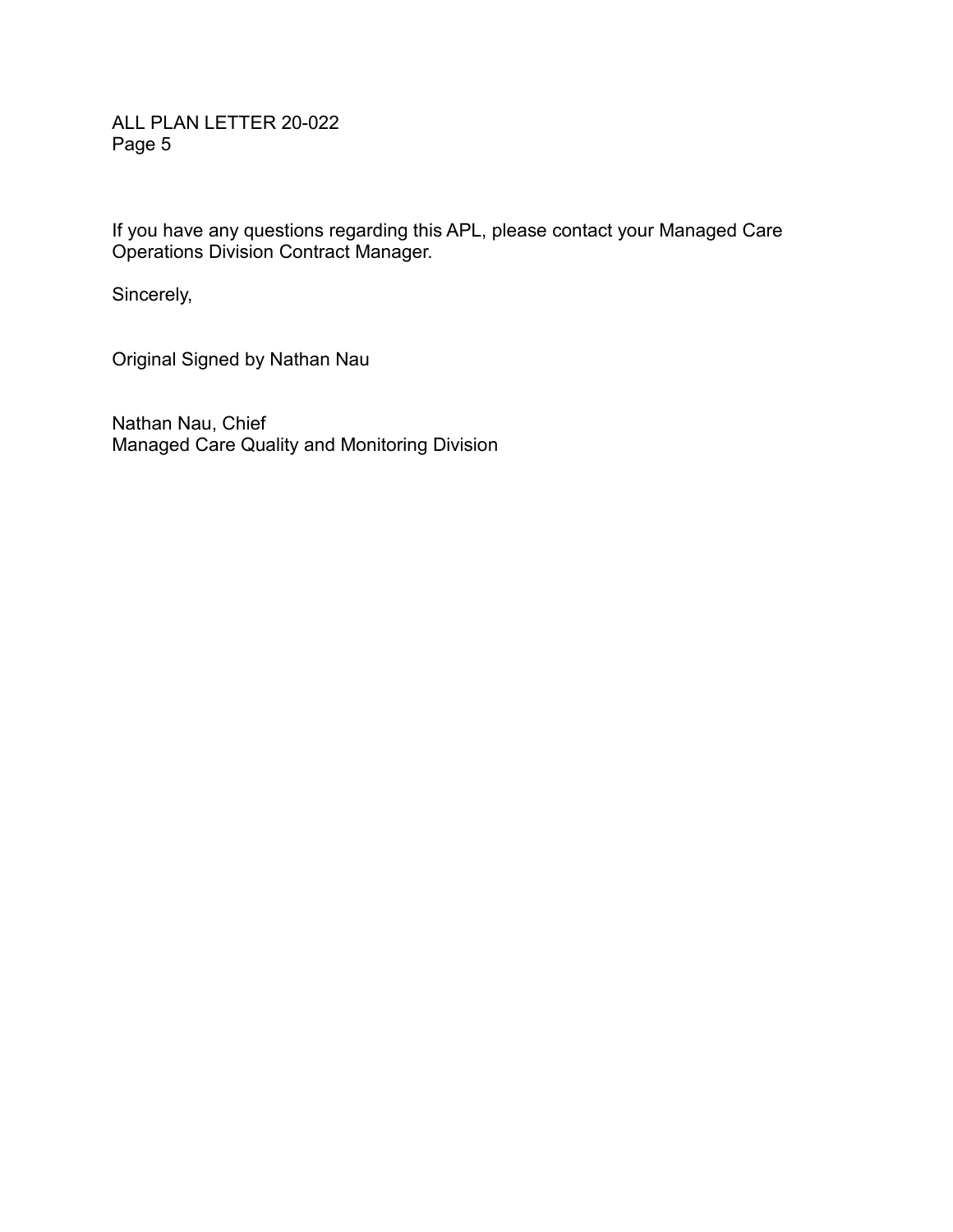If you have any questions regarding this APL, please contact your Managed Care Operations Division Contract Manager.

Sincerely,

Original Signed by Nathan Nau

Nathan Nau, Chief
Managed Care Quality and Monitoring Division